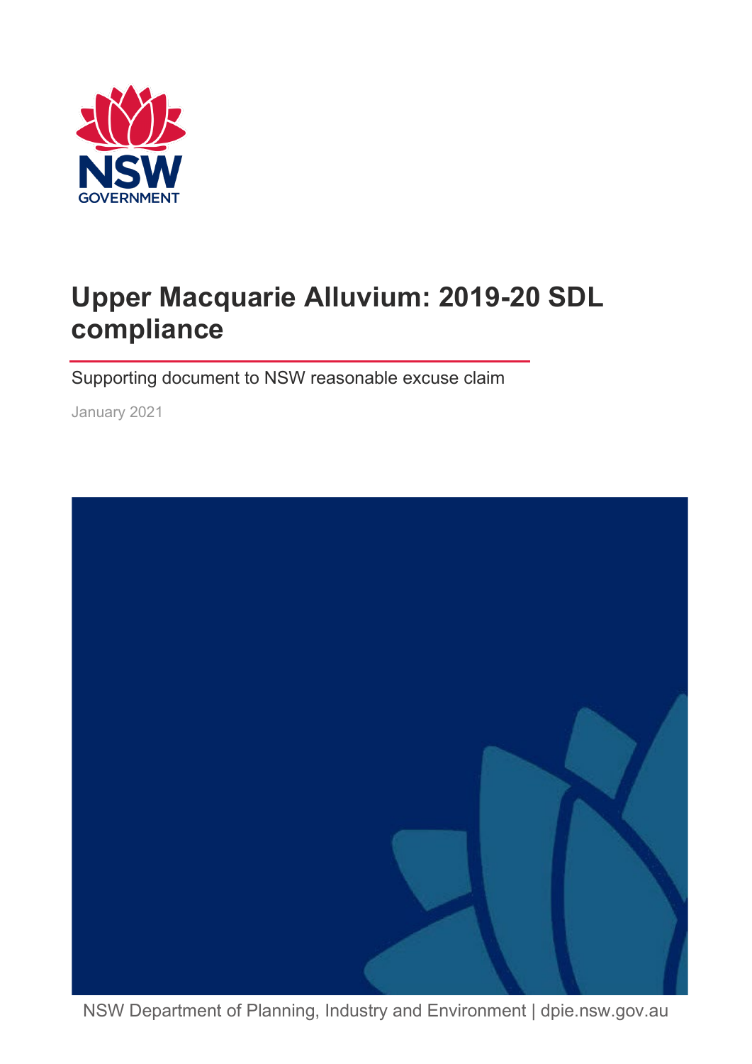# Upper Macquarie Alluvium: 2019-20 SDL compliance

Supporting document to NSW reasonable excuse claim

January 2021

NSW Department of Planning, Industry and Environment | dpie.nsw.gov.au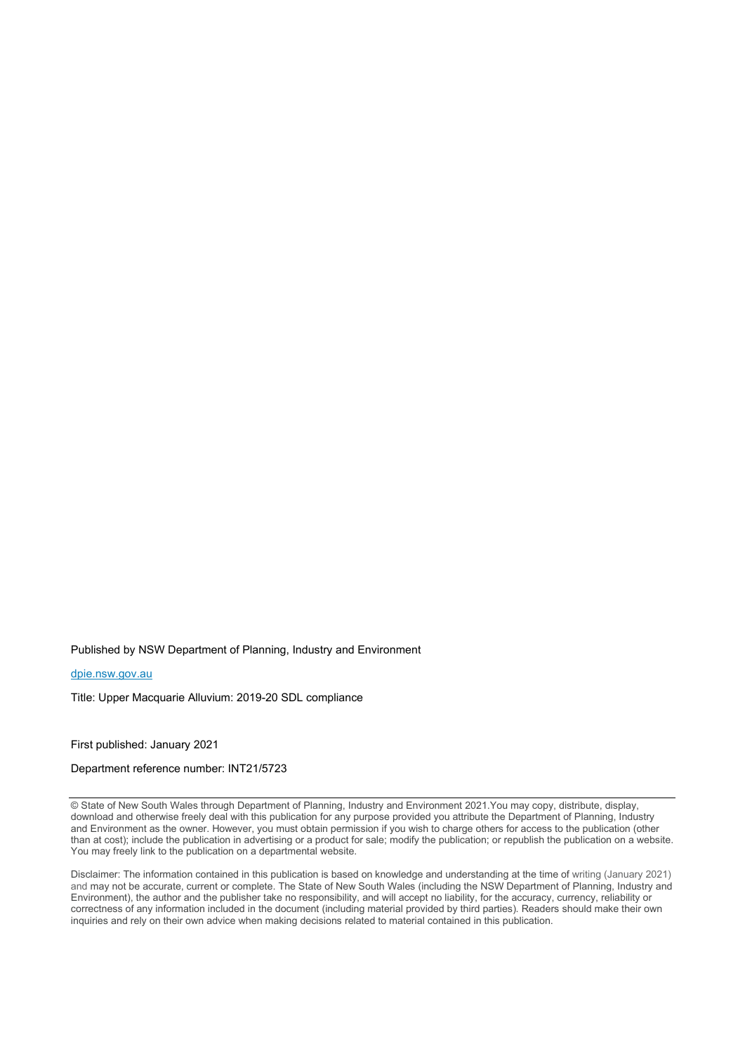Published by NSW Department of Planning, Industry and Environment

[dpie.nsw.gov.au](dpie.nsw.gov.au)

Title: Upper Macquarie Alluvium: 2019-20 SDL compliance

First published: January 2021

Department reference number: INT21/5723

---

© State of New South Wales through Department of Planning, Industry and Environment 2021.You may copy, distribute, display, download and otherwise freely deal with this publication for any purpose provided you attribute the Department of Planning, Industry and Environment as the owner. However, you must obtain permission if you wish to charge others for access to the publication (other than at cost); include the publication in advertising or a product for sale; modify the publication; or republish the publication on a website. You may freely link to the publication on a departmental website.

Disclaimer: The information contained in this publication is based on knowledge and understanding at the time of writing (January 2021) and may not be accurate, current or complete. The State of New South Wales (including the NSW Department of Planning, Industry and Environment), the author and the publisher take no responsibility, and will accept no liability, for the accuracy, currency, reliability or correctness of any information included in the document (including material provided by third parties). Readers should make their own inquiries and rely on their own advice when making decisions related to material contained in this publication.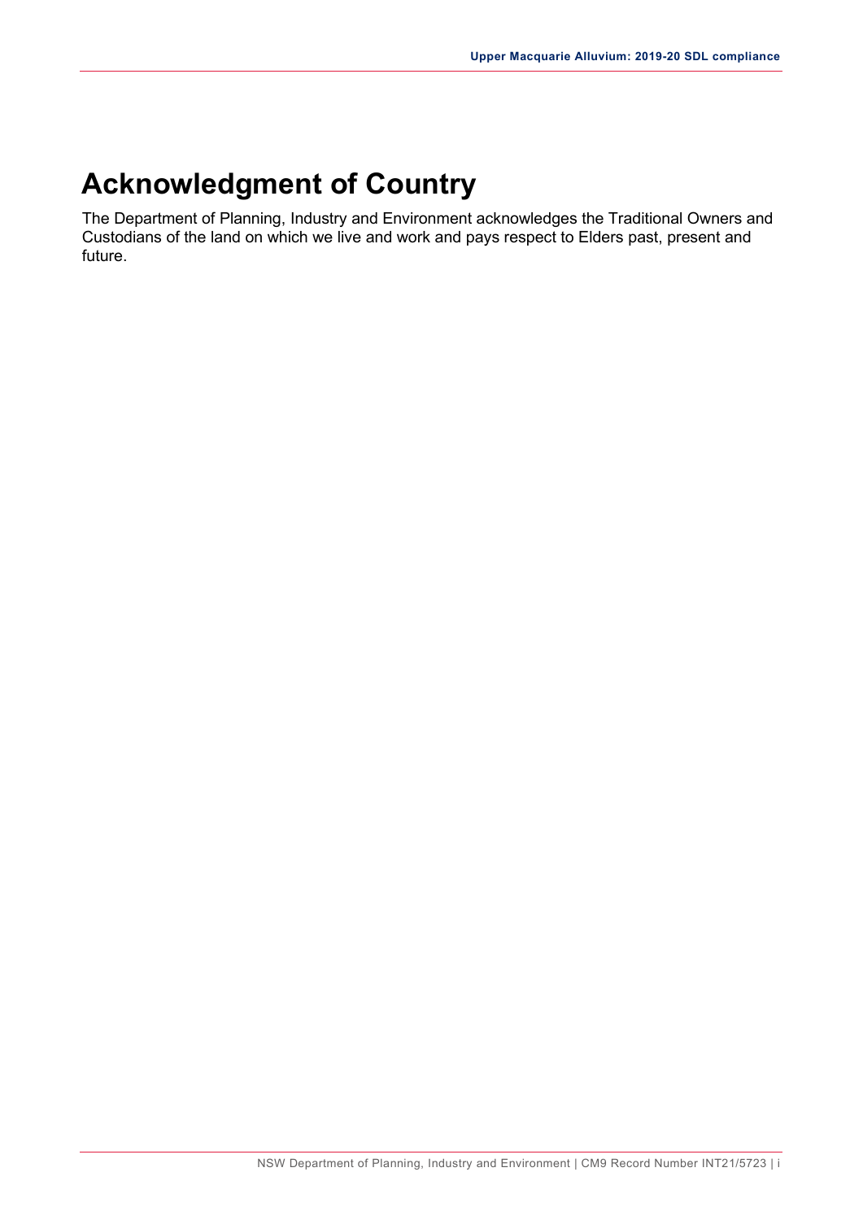# Acknowledgment of Country

The Department of Planning, Industry and Environment acknowledges the Traditional Owners and Custodians of the land on which we live and work and pays respect to Elders past, present and future.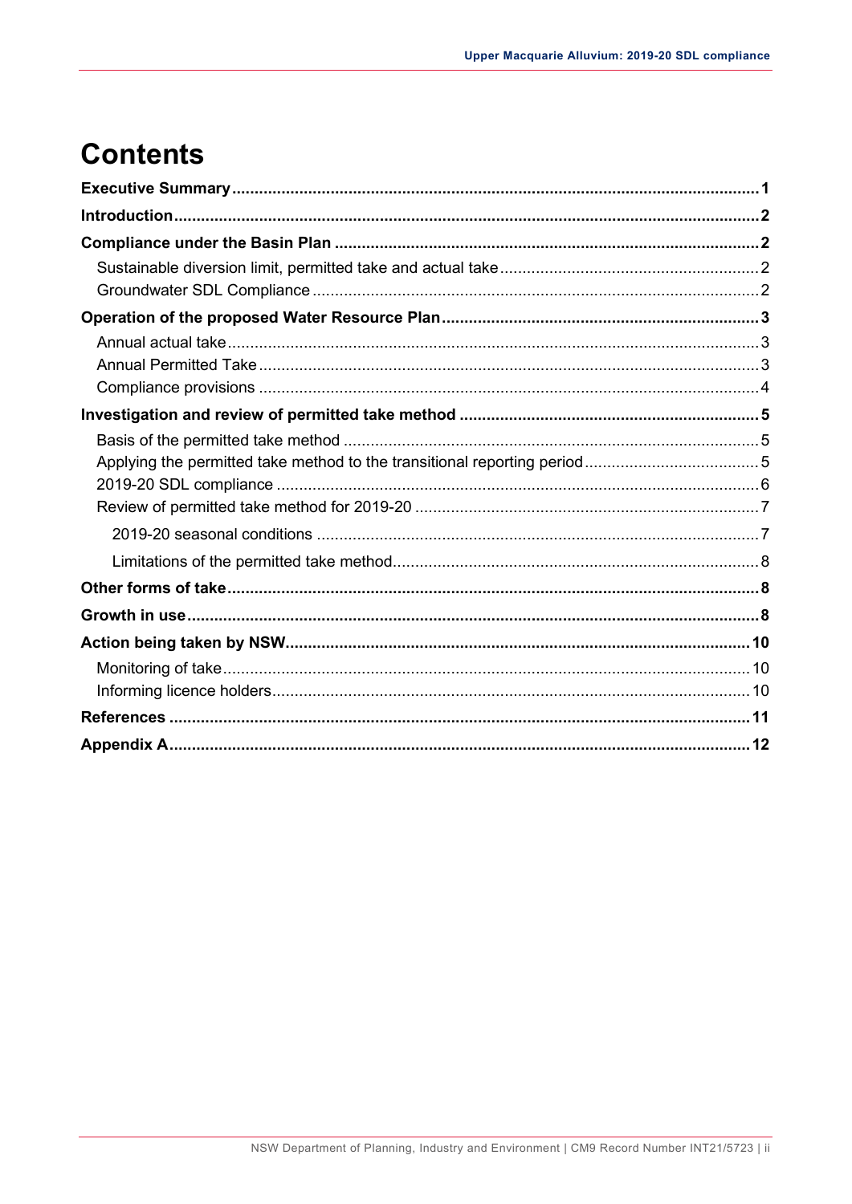# Contents

**Executive Summary** 1

**Introduction** 2

**Compliance under the Basin Plan** 2

- Sustainable diversion limit, permitted take and actual take 2
- Groundwater SDL Compliance 2

**Operation of the proposed Water Resource Plan** 3

- Annual actual take 3
- Annual Permitted Take 3
- Compliance provisions 4

**Investigation and review of permitted take method** 5

- Basis of the permitted take method 5
- Applying the permitted take method to the transitional reporting period 5
- 2019-20 SDL compliance 6
- Review of permitted take method for 2019-20 7
  - 2019-20 seasonal conditions 7
  - Limitations of the permitted take method 8

**Other forms of take** 8

**Growth in use** 8

**Action being taken by NSW** 10

- Monitoring of take 10
- Informing licence holders 10

**References** 11

**Appendix A** 12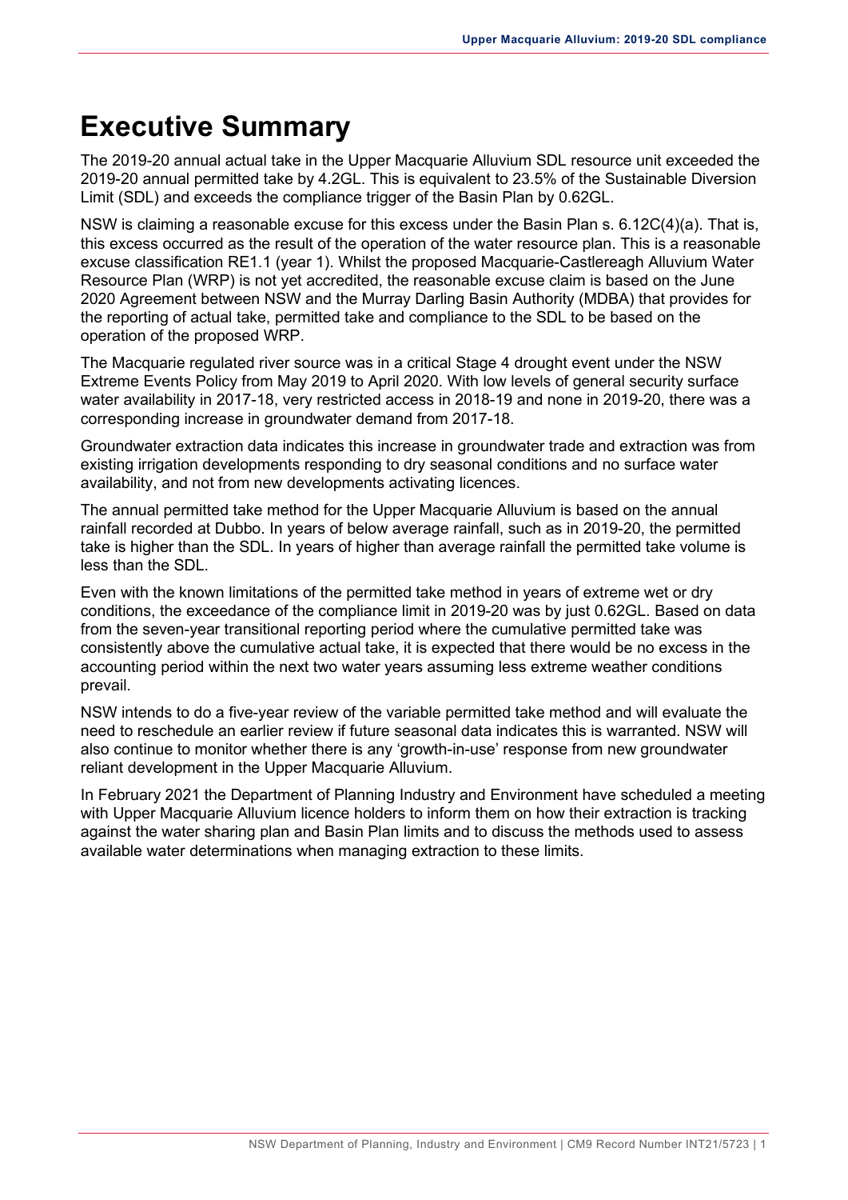# Executive Summary

The 2019-20 annual actual take in the Upper Macquarie Alluvium SDL resource unit exceeded the 2019-20 annual permitted take by 4.2GL. This is equivalent to 23.5% of the Sustainable Diversion Limit (SDL) and exceeds the compliance trigger of the Basin Plan by 0.62GL.

NSW is claiming a reasonable excuse for this excess under the Basin Plan s. 6.12C(4)(a). That is, this excess occurred as the result of the operation of the water resource plan. This is a reasonable excuse classification RE1.1 (year 1). Whilst the proposed Macquarie-Castlereagh Alluvium Water Resource Plan (WRP) is not yet accredited, the reasonable excuse claim is based on the June 2020 Agreement between NSW and the Murray Darling Basin Authority (MDBA) that provides for the reporting of actual take, permitted take and compliance to the SDL to be based on the operation of the proposed WRP.

The Macquarie regulated river source was in a critical Stage 4 drought event under the NSW Extreme Events Policy from May 2019 to April 2020. With low levels of general security surface water availability in 2017-18, very restricted access in 2018-19 and none in 2019-20, there was a corresponding increase in groundwater demand from 2017-18.

Groundwater extraction data indicates this increase in groundwater trade and extraction was from existing irrigation developments responding to dry seasonal conditions and no surface water availability, and not from new developments activating licences.

The annual permitted take method for the Upper Macquarie Alluvium is based on the annual rainfall recorded at Dubbo. In years of below average rainfall, such as in 2019-20, the permitted take is higher than the SDL. In years of higher than average rainfall the permitted take volume is less than the SDL.

Even with the known limitations of the permitted take method in years of extreme wet or dry conditions, the exceedance of the compliance limit in 2019-20 was by just 0.62GL. Based on data from the seven-year transitional reporting period where the cumulative permitted take was consistently above the cumulative actual take, it is expected that there would be no excess in the accounting period within the next two water years assuming less extreme weather conditions prevail.

NSW intends to do a five-year review of the variable permitted take method and will evaluate the need to reschedule an earlier review if future seasonal data indicates this is warranted. NSW will also continue to monitor whether there is any 'growth-in-use' response from new groundwater reliant development in the Upper Macquarie Alluvium.

In February 2021 the Department of Planning Industry and Environment have scheduled a meeting with Upper Macquarie Alluvium licence holders to inform them on how their extraction is tracking against the water sharing plan and Basin Plan limits and to discuss the methods used to assess available water determinations when managing extraction to these limits.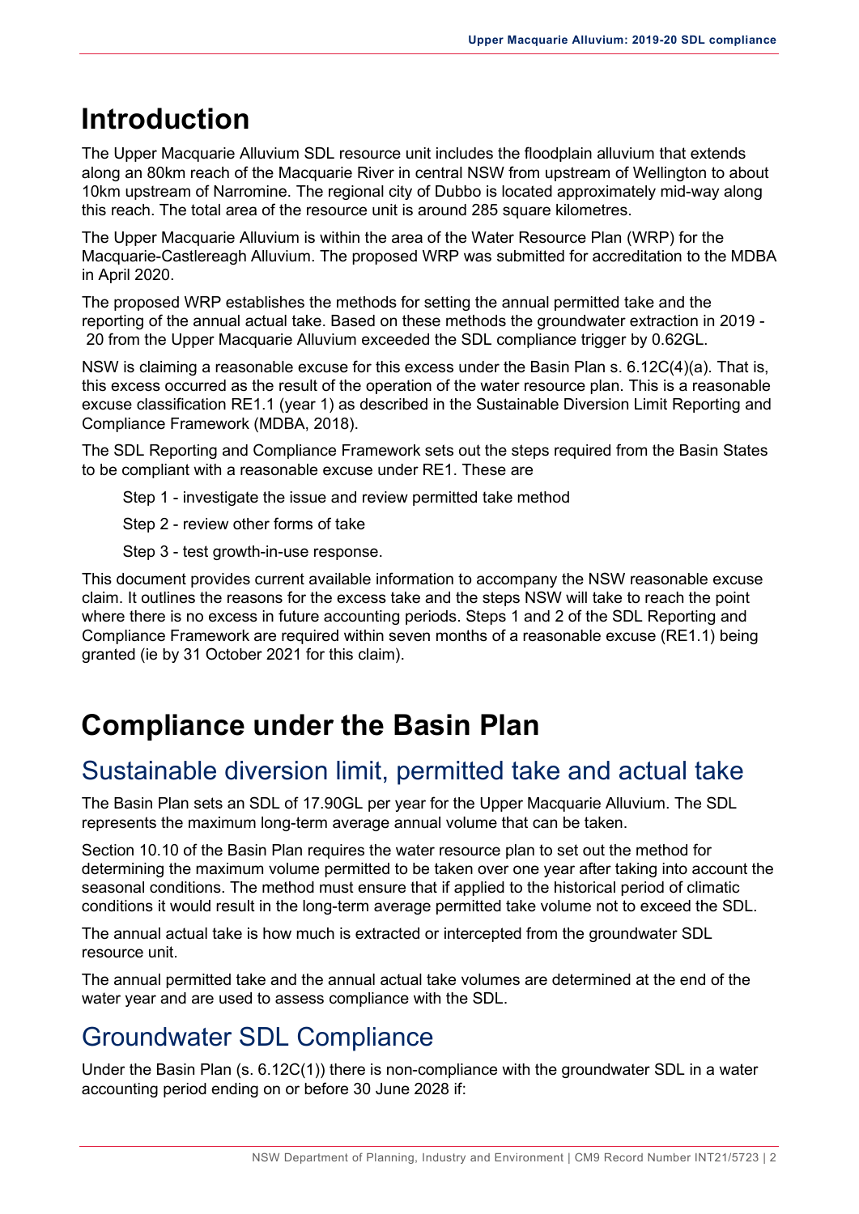# Introduction

The Upper Macquarie Alluvium SDL resource unit includes the floodplain alluvium that extends along an 80km reach of the Macquarie River in central NSW from upstream of Wellington to about 10km upstream of Narromine. The regional city of Dubbo is located approximately mid-way along this reach. The total area of the resource unit is around 285 square kilometres.

The Upper Macquarie Alluvium is within the area of the Water Resource Plan (WRP) for the Macquarie-Castlereagh Alluvium. The proposed WRP was submitted for accreditation to the MDBA in April 2020.

The proposed WRP establishes the methods for setting the annual permitted take and the reporting of the annual actual take. Based on these methods the groundwater extraction in 2019 - 20 from the Upper Macquarie Alluvium exceeded the SDL compliance trigger by 0.62GL.

NSW is claiming a reasonable excuse for this excess under the Basin Plan s. 6.12C(4)(a). That is, this excess occurred as the result of the operation of the water resource plan. This is a reasonable excuse classification RE1.1 (year 1) as described in the Sustainable Diversion Limit Reporting and Compliance Framework (MDBA, 2018).

The SDL Reporting and Compliance Framework sets out the steps required from the Basin States to be compliant with a reasonable excuse under RE1. These are

- Step 1 - investigate the issue and review permitted take method
- Step 2 - review other forms of take
- Step 3 - test growth-in-use response.

This document provides current available information to accompany the NSW reasonable excuse claim. It outlines the reasons for the excess take and the steps NSW will take to reach the point where there is no excess in future accounting periods. Steps 1 and 2 of the SDL Reporting and Compliance Framework are required within seven months of a reasonable excuse (RE1.1) being granted (ie by 31 October 2021 for this claim).

# Compliance under the Basin Plan

## Sustainable diversion limit, permitted take and actual take

The Basin Plan sets an SDL of 17.90GL per year for the Upper Macquarie Alluvium. The SDL represents the maximum long-term average annual volume that can be taken.

Section 10.10 of the Basin Plan requires the water resource plan to set out the method for determining the maximum volume permitted to be taken over one year after taking into account the seasonal conditions. The method must ensure that if applied to the historical period of climatic conditions it would result in the long-term average permitted take volume not to exceed the SDL.

The annual actual take is how much is extracted or intercepted from the groundwater SDL resource unit.

The annual permitted take and the annual actual take volumes are determined at the end of the water year and are used to assess compliance with the SDL.

## Groundwater SDL Compliance

Under the Basin Plan (s. 6.12C(1)) there is non-compliance with the groundwater SDL in a water accounting period ending on or before 30 June 2028 if: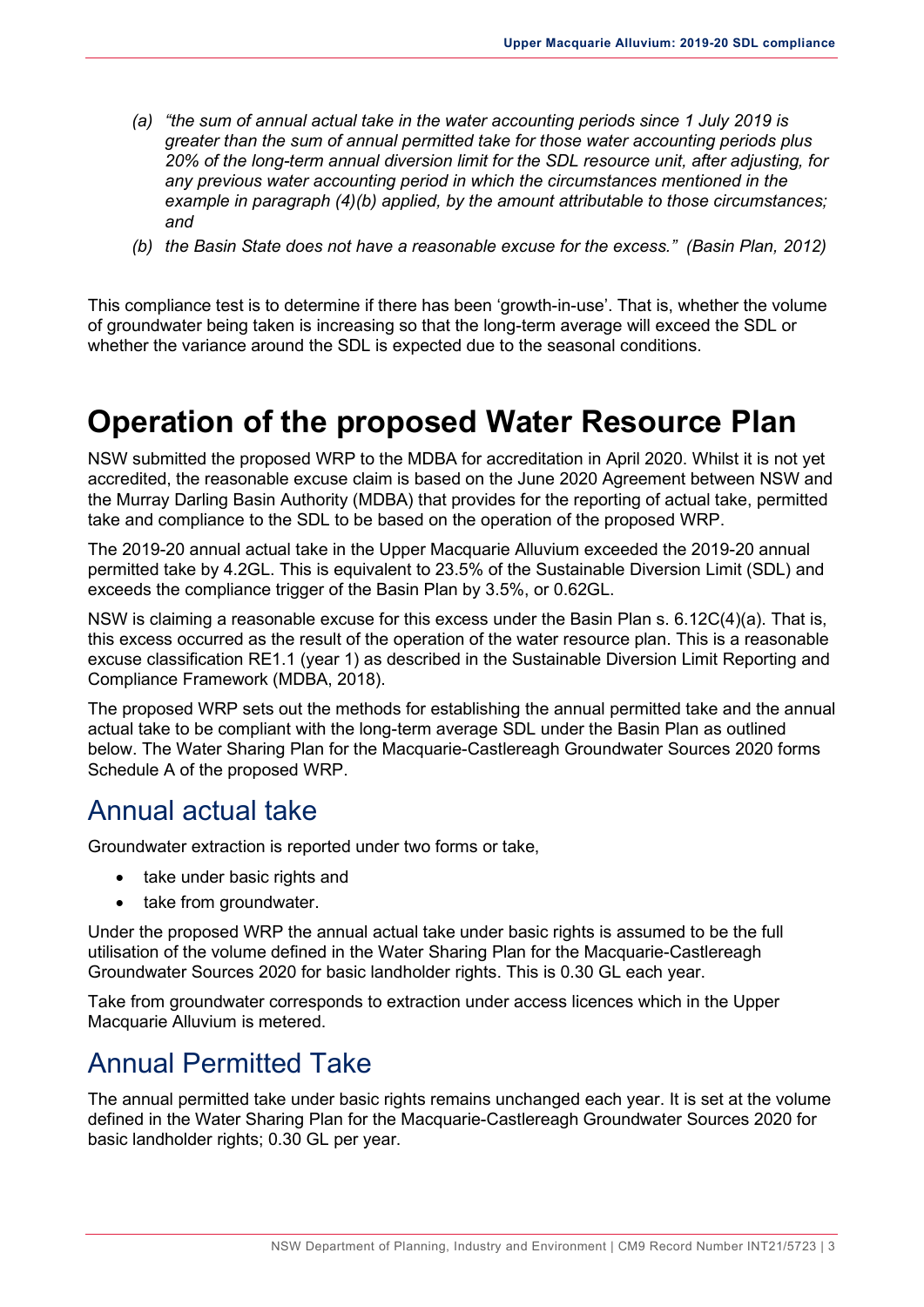*(a) "the sum of annual actual take in the water accounting periods since 1 July 2019 is greater than the sum of annual permitted take for those water accounting periods plus 20% of the long-term annual diversion limit for the SDL resource unit, after adjusting, for any previous water accounting period in which the circumstances mentioned in the example in paragraph (4)(b) applied, by the amount attributable to those circumstances; and*

*(b) the Basin State does not have a reasonable excuse for the excess." (Basin Plan, 2012)*

This compliance test is to determine if there has been 'growth-in-use'. That is, whether the volume of groundwater being taken is increasing so that the long-term average will exceed the SDL or whether the variance around the SDL is expected due to the seasonal conditions.

# Operation of the proposed Water Resource Plan

NSW submitted the proposed WRP to the MDBA for accreditation in April 2020. Whilst it is not yet accredited, the reasonable excuse claim is based on the June 2020 Agreement between NSW and the Murray Darling Basin Authority (MDBA) that provides for the reporting of actual take, permitted take and compliance to the SDL to be based on the operation of the proposed WRP.

The 2019-20 annual actual take in the Upper Macquarie Alluvium exceeded the 2019-20 annual permitted take by 4.2GL. This is equivalent to 23.5% of the Sustainable Diversion Limit (SDL) and exceeds the compliance trigger of the Basin Plan by 3.5%, or 0.62GL.

NSW is claiming a reasonable excuse for this excess under the Basin Plan s. 6.12C(4)(a). That is, this excess occurred as the result of the operation of the water resource plan. This is a reasonable excuse classification RE1.1 (year 1) as described in the Sustainable Diversion Limit Reporting and Compliance Framework (MDBA, 2018).

The proposed WRP sets out the methods for establishing the annual permitted take and the annual actual take to be compliant with the long-term average SDL under the Basin Plan as outlined below. The Water Sharing Plan for the Macquarie-Castlereagh Groundwater Sources 2020 forms Schedule A of the proposed WRP.

## Annual actual take

Groundwater extraction is reported under two forms or take,

- take under basic rights and
- take from groundwater.

Under the proposed WRP the annual actual take under basic rights is assumed to be the full utilisation of the volume defined in the Water Sharing Plan for the Macquarie-Castlereagh Groundwater Sources 2020 for basic landholder rights. This is 0.30 GL each year.

Take from groundwater corresponds to extraction under access licences which in the Upper Macquarie Alluvium is metered.

## Annual Permitted Take

The annual permitted take under basic rights remains unchanged each year. It is set at the volume defined in the Water Sharing Plan for the Macquarie-Castlereagh Groundwater Sources 2020 for basic landholder rights; 0.30 GL per year.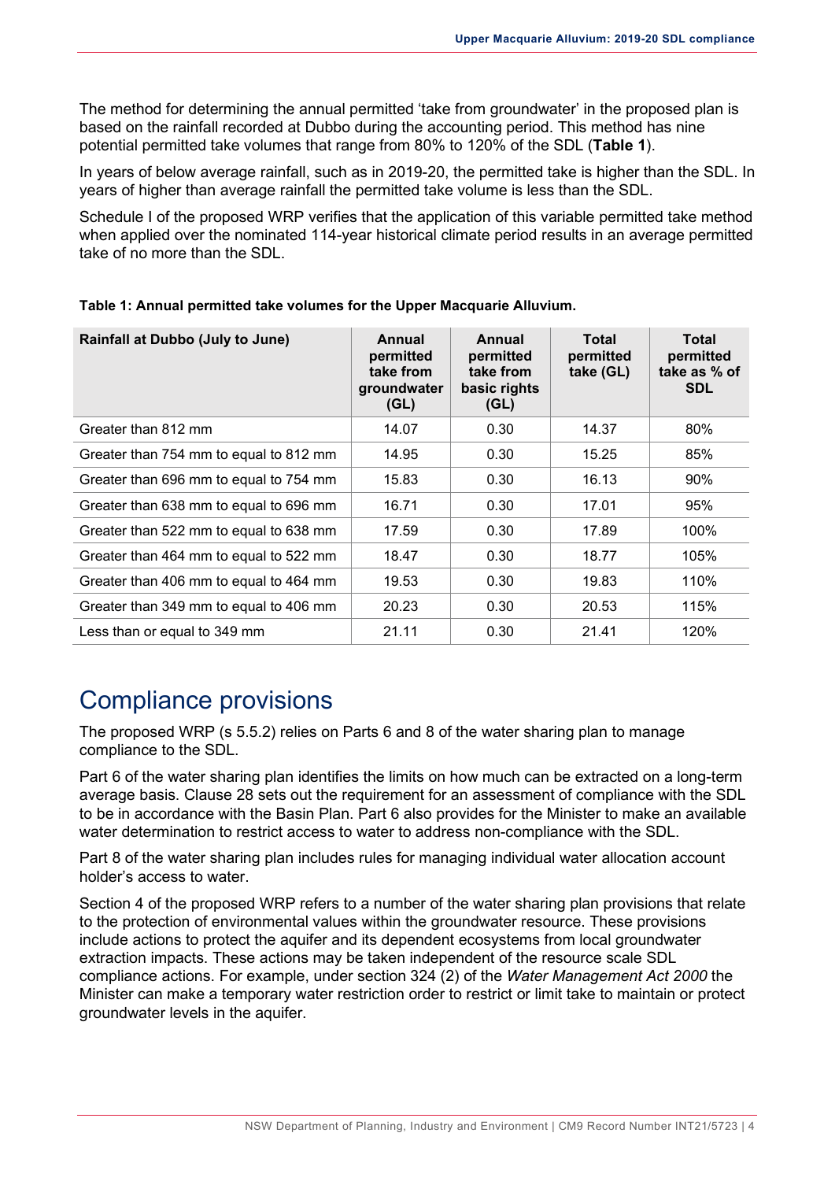The method for determining the annual permitted 'take from groundwater' in the proposed plan is based on the rainfall recorded at Dubbo during the accounting period. This method has nine potential permitted take volumes that range from 80% to 120% of the SDL (**Table 1**).

In years of below average rainfall, such as in 2019-20, the permitted take is higher than the SDL. In years of higher than average rainfall the permitted take volume is less than the SDL.

Schedule I of the proposed WRP verifies that the application of this variable permitted take method when applied over the nominated 114-year historical climate period results in an average permitted take of no more than the SDL.

**Table 1: Annual permitted take volumes for the Upper Macquarie Alluvium.**

| Rainfall at Dubbo (July to June) | Annual permitted take from groundwater (GL) | Annual permitted take from basic rights (GL) | Total permitted take (GL) | Total permitted take as % of SDL |
|---|---|---|---|---|
| Greater than 812 mm | 14.07 | 0.30 | 14.37 | 80% |
| Greater than 754 mm to equal to 812 mm | 14.95 | 0.30 | 15.25 | 85% |
| Greater than 696 mm to equal to 754 mm | 15.83 | 0.30 | 16.13 | 90% |
| Greater than 638 mm to equal to 696 mm | 16.71 | 0.30 | 17.01 | 95% |
| Greater than 522 mm to equal to 638 mm | 17.59 | 0.30 | 17.89 | 100% |
| Greater than 464 mm to equal to 522 mm | 18.47 | 0.30 | 18.77 | 105% |
| Greater than 406 mm to equal to 464 mm | 19.53 | 0.30 | 19.83 | 110% |
| Greater than 349 mm to equal to 406 mm | 20.23 | 0.30 | 20.53 | 115% |
| Less than or equal to 349 mm | 21.11 | 0.30 | 21.41 | 120% |

# Compliance provisions

The proposed WRP (s 5.5.2) relies on Parts 6 and 8 of the water sharing plan to manage compliance to the SDL.

Part 6 of the water sharing plan identifies the limits on how much can be extracted on a long-term average basis. Clause 28 sets out the requirement for an assessment of compliance with the SDL to be in accordance with the Basin Plan. Part 6 also provides for the Minister to make an available water determination to restrict access to water to address non-compliance with the SDL.

Part 8 of the water sharing plan includes rules for managing individual water allocation account holder's access to water.

Section 4 of the proposed WRP refers to a number of the water sharing plan provisions that relate to the protection of environmental values within the groundwater resource. These provisions include actions to protect the aquifer and its dependent ecosystems from local groundwater extraction impacts. These actions may be taken independent of the resource scale SDL compliance actions. For example, under section 324 (2) of the *Water Management Act 2000* the Minister can make a temporary water restriction order to restrict or limit take to maintain or protect groundwater levels in the aquifer.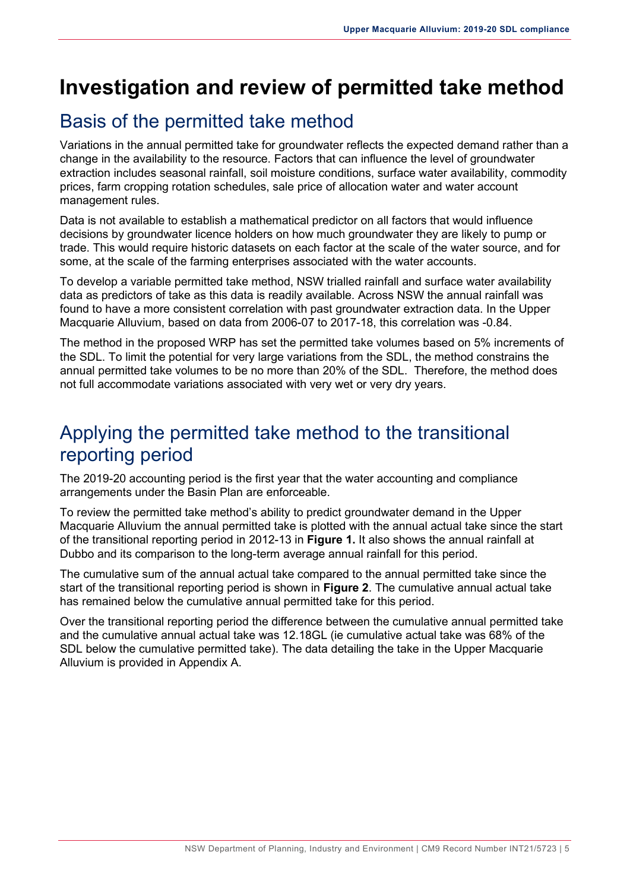# Investigation and review of permitted take method

## Basis of the permitted take method

Variations in the annual permitted take for groundwater reflects the expected demand rather than a change in the availability to the resource. Factors that can influence the level of groundwater extraction includes seasonal rainfall, soil moisture conditions, surface water availability, commodity prices, farm cropping rotation schedules, sale price of allocation water and water account management rules.

Data is not available to establish a mathematical predictor on all factors that would influence decisions by groundwater licence holders on how much groundwater they are likely to pump or trade. This would require historic datasets on each factor at the scale of the water source, and for some, at the scale of the farming enterprises associated with the water accounts.

To develop a variable permitted take method, NSW trialled rainfall and surface water availability data as predictors of take as this data is readily available. Across NSW the annual rainfall was found to have a more consistent correlation with past groundwater extraction data. In the Upper Macquarie Alluvium, based on data from 2006-07 to 2017-18, this correlation was -0.84.

The method in the proposed WRP has set the permitted take volumes based on 5% increments of the SDL. To limit the potential for very large variations from the SDL, the method constrains the annual permitted take volumes to be no more than 20% of the SDL. Therefore, the method does not full accommodate variations associated with very wet or very dry years.

## Applying the permitted take method to the transitional reporting period

The 2019-20 accounting period is the first year that the water accounting and compliance arrangements under the Basin Plan are enforceable.

To review the permitted take method's ability to predict groundwater demand in the Upper Macquarie Alluvium the annual permitted take is plotted with the annual actual take since the start of the transitional reporting period in 2012-13 in **Figure 1.** It also shows the annual rainfall at Dubbo and its comparison to the long-term average annual rainfall for this period.

The cumulative sum of the annual actual take compared to the annual permitted take since the start of the transitional reporting period is shown in **Figure 2**. The cumulative annual actual take has remained below the cumulative annual permitted take for this period.

Over the transitional reporting period the difference between the cumulative annual permitted take and the cumulative annual actual take was 12.18GL (ie cumulative actual take was 68% of the SDL below the cumulative permitted take). The data detailing the take in the Upper Macquarie Alluvium is provided in Appendix A.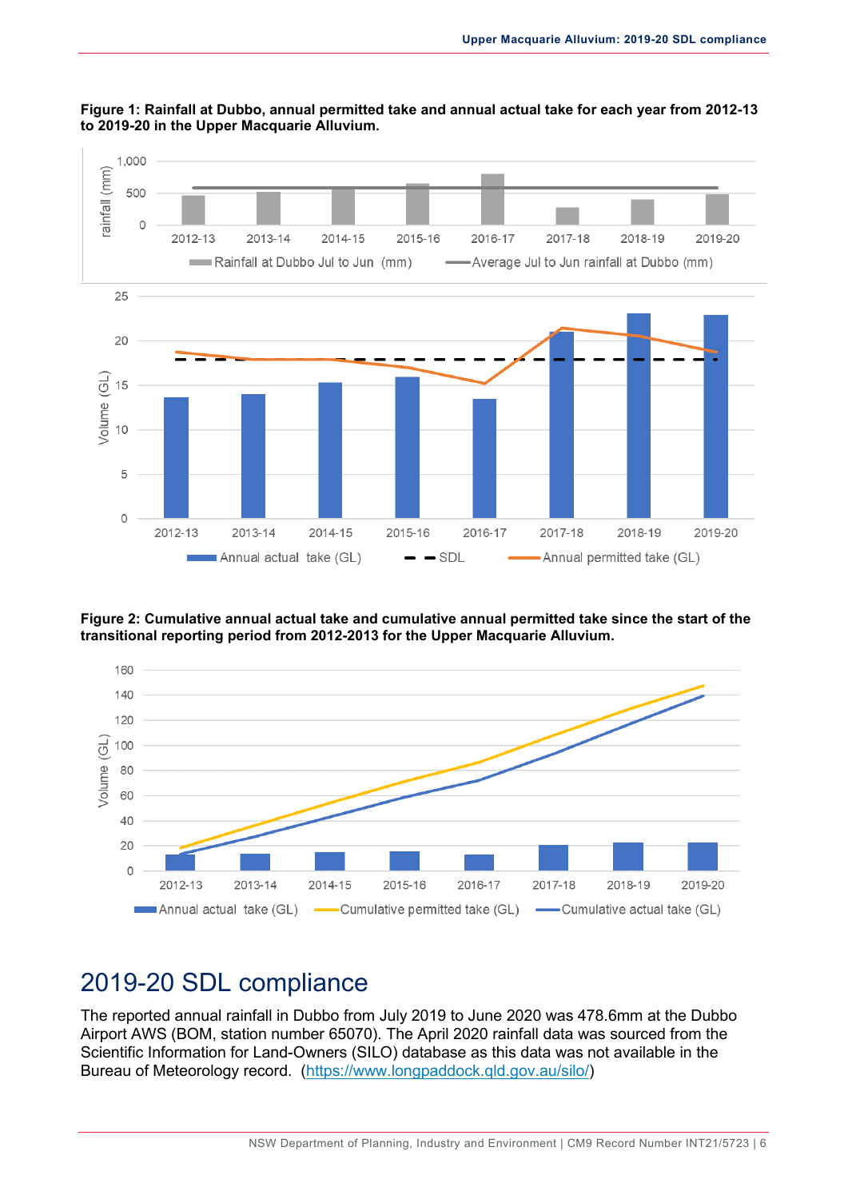**Figure 1: Rainfall at Dubbo, annual permitted take and annual actual take for each year from 2012-13 to 2019-20 in the Upper Macquarie Alluvium.**

**Figure 2: Cumulative annual actual take and cumulative annual permitted take since the start of the transitional reporting period from 2012-2013 for the Upper Macquarie Alluvium.**

## 2019-20 SDL compliance

The reported annual rainfall in Dubbo from July 2019 to June 2020 was 478.6mm at the Dubbo Airport AWS (BOM, station number 65070). The April 2020 rainfall data was sourced from the Scientific Information for Land-Owners (SILO) database as this data was not available in the Bureau of Meteorology record. (https://www.longpaddock.qld.gov.au/silo/)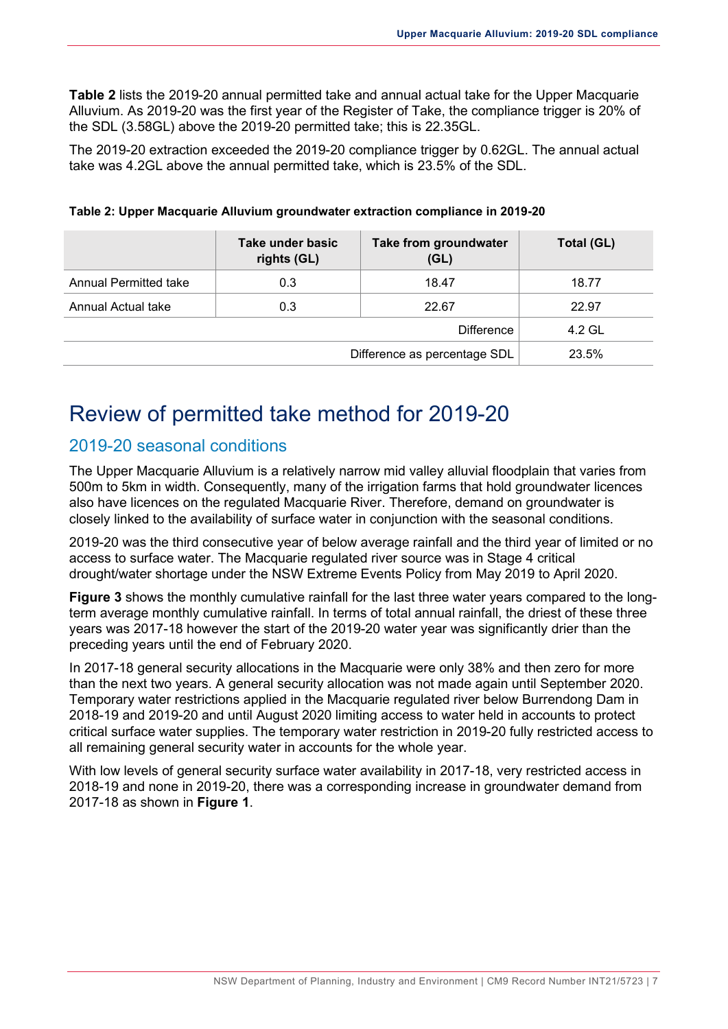**Table 2** lists the 2019-20 annual permitted take and annual actual take for the Upper Macquarie Alluvium. As 2019-20 was the first year of the Register of Take, the compliance trigger is 20% of the SDL (3.58GL) above the 2019-20 permitted take; this is 22.35GL.

The 2019-20 extraction exceeded the 2019-20 compliance trigger by 0.62GL. The annual actual take was 4.2GL above the annual permitted take, which is 23.5% of the SDL.

**Table 2: Upper Macquarie Alluvium groundwater extraction compliance in 2019-20**

| | Take under basic rights (GL) | Take from groundwater (GL) | Total (GL) |
|---|---|---|---|
| Annual Permitted take | 0.3 | 18.47 | 18.77 |
| Annual Actual take | 0.3 | 22.67 | 22.97 |
| | | Difference | 4.2 GL |
| | | Difference as percentage SDL | 23.5% |

# Review of permitted take method for 2019-20

## 2019-20 seasonal conditions

The Upper Macquarie Alluvium is a relatively narrow mid valley alluvial floodplain that varies from 500m to 5km in width. Consequently, many of the irrigation farms that hold groundwater licences also have licences on the regulated Macquarie River. Therefore, demand on groundwater is closely linked to the availability of surface water in conjunction with the seasonal conditions.

2019-20 was the third consecutive year of below average rainfall and the third year of limited or no access to surface water. The Macquarie regulated river source was in Stage 4 critical drought/water shortage under the NSW Extreme Events Policy from May 2019 to April 2020.

**Figure 3** shows the monthly cumulative rainfall for the last three water years compared to the long-term average monthly cumulative rainfall. In terms of total annual rainfall, the driest of these three years was 2017-18 however the start of the 2019-20 water year was significantly drier than the preceding years until the end of February 2020.

In 2017-18 general security allocations in the Macquarie were only 38% and then zero for more than the next two years. A general security allocation was not made again until September 2020. Temporary water restrictions applied in the Macquarie regulated river below Burrendong Dam in 2018-19 and 2019-20 and until August 2020 limiting access to water held in accounts to protect critical surface water supplies. The temporary water restriction in 2019-20 fully restricted access to all remaining general security water in accounts for the whole year.

With low levels of general security surface water availability in 2017-18, very restricted access in 2018-19 and none in 2019-20, there was a corresponding increase in groundwater demand from 2017-18 as shown in **Figure 1**.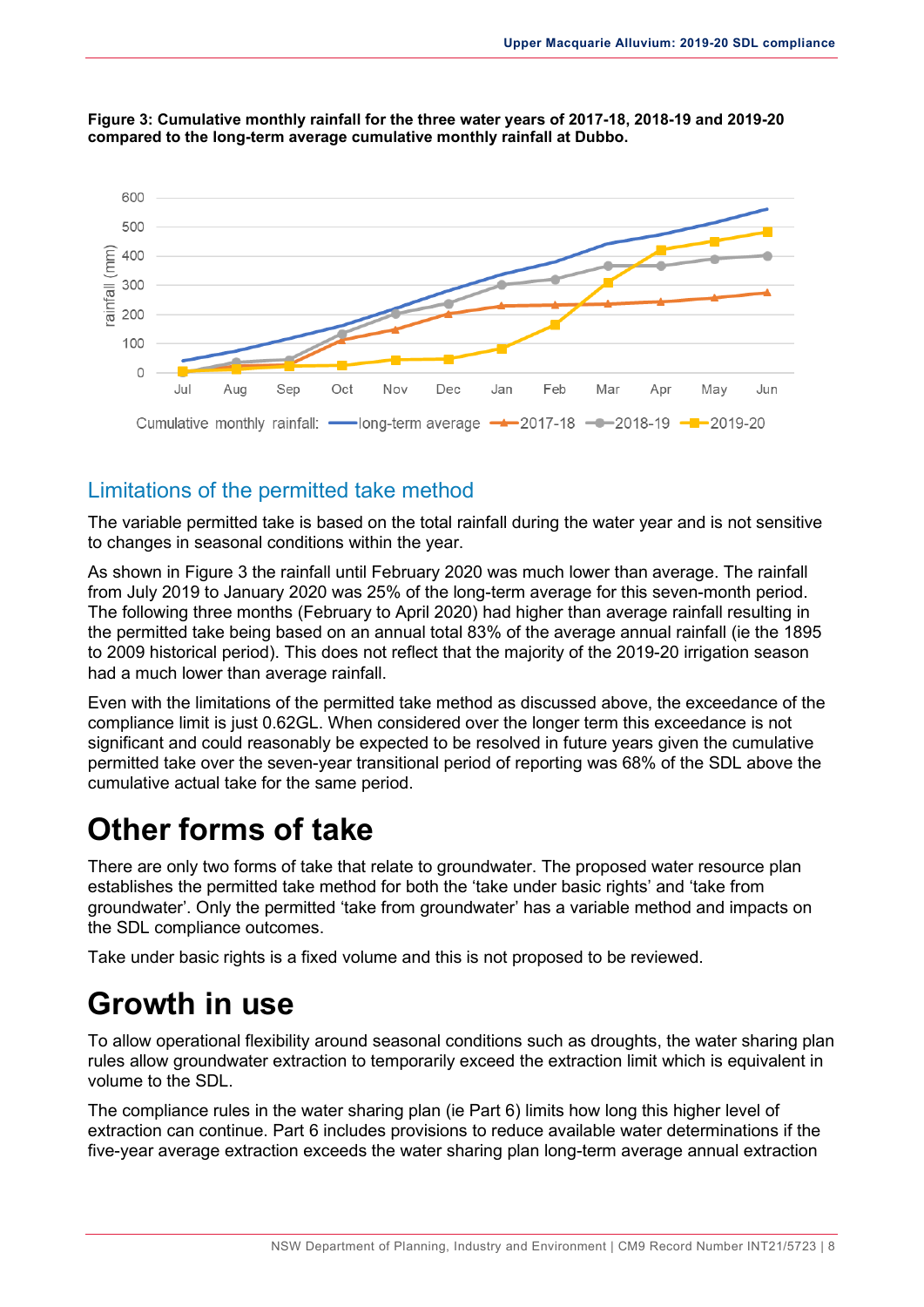**Figure 3: Cumulative monthly rainfall for the three water years of 2017-18, 2018-19 and 2019-20 compared to the long-term average cumulative monthly rainfall at Dubbo.**

## Limitations of the permitted take method

The variable permitted take is based on the total rainfall during the water year and is not sensitive to changes in seasonal conditions within the year.

As shown in Figure 3 the rainfall until February 2020 was much lower than average. The rainfall from July 2019 to January 2020 was 25% of the long-term average for this seven-month period. The following three months (February to April 2020) had higher than average rainfall resulting in the permitted take being based on an annual total 83% of the average annual rainfall (ie the 1895 to 2009 historical period). This does not reflect that the majority of the 2019-20 irrigation season had a much lower than average rainfall.

Even with the limitations of the permitted take method as discussed above, the exceedance of the compliance limit is just 0.62GL. When considered over the longer term this exceedance is not significant and could reasonably be expected to be resolved in future years given the cumulative permitted take over the seven-year transitional period of reporting was 68% of the SDL above the cumulative actual take for the same period.

# Other forms of take

There are only two forms of take that relate to groundwater. The proposed water resource plan establishes the permitted take method for both the 'take under basic rights' and 'take from groundwater'. Only the permitted 'take from groundwater' has a variable method and impacts on the SDL compliance outcomes.

Take under basic rights is a fixed volume and this is not proposed to be reviewed.

# Growth in use

To allow operational flexibility around seasonal conditions such as droughts, the water sharing plan rules allow groundwater extraction to temporarily exceed the extraction limit which is equivalent in volume to the SDL.

The compliance rules in the water sharing plan (ie Part 6) limits how long this higher level of extraction can continue. Part 6 includes provisions to reduce available water determinations if the five-year average extraction exceeds the water sharing plan long-term average annual extraction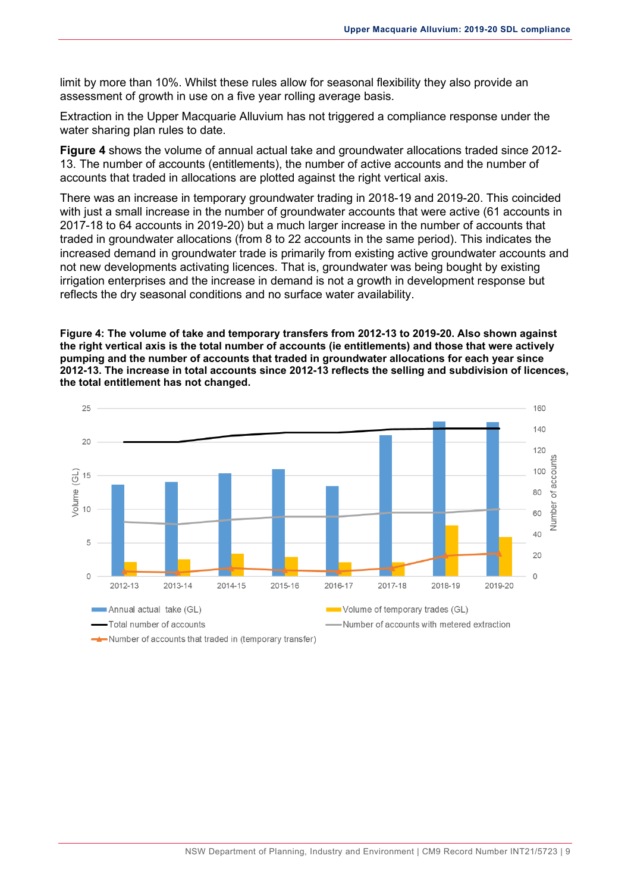limit by more than 10%. Whilst these rules allow for seasonal flexibility they also provide an assessment of growth in use on a five year rolling average basis.

Extraction in the Upper Macquarie Alluvium has not triggered a compliance response under the water sharing plan rules to date.

**Figure 4** shows the volume of annual actual take and groundwater allocations traded since 2012-13. The number of accounts (entitlements), the number of active accounts and the number of accounts that traded in allocations are plotted against the right vertical axis.

There was an increase in temporary groundwater trading in 2018-19 and 2019-20. This coincided with just a small increase in the number of groundwater accounts that were active (61 accounts in 2017-18 to 64 accounts in 2019-20) but a much larger increase in the number of accounts that traded in groundwater allocations (from 8 to 22 accounts in the same period). This indicates the increased demand in groundwater trade is primarily from existing active groundwater accounts and not new developments activating licences. That is, groundwater was being bought by existing irrigation enterprises and the increase in demand is not a growth in development response but reflects the dry seasonal conditions and no surface water availability.

**Figure 4: The volume of take and temporary transfers from 2012-13 to 2019-20. Also shown against the right vertical axis is the total number of accounts (ie entitlements) and those that were actively pumping and the number of accounts that traded in groundwater allocations for each year since 2012-13. The increase in total accounts since 2012-13 reflects the selling and subdivision of licences, the total entitlement has not changed.**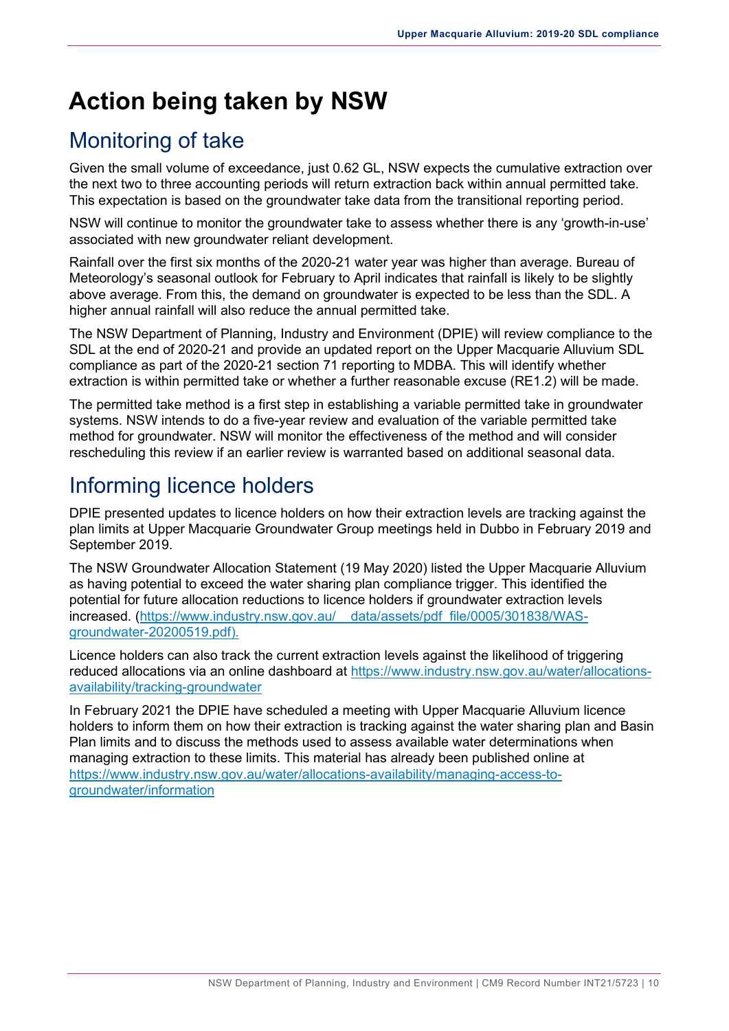# Action being taken by NSW

## Monitoring of take

Given the small volume of exceedance, just 0.62 GL, NSW expects the cumulative extraction over the next two to three accounting periods will return extraction back within annual permitted take. This expectation is based on the groundwater take data from the transitional reporting period.

NSW will continue to monitor the groundwater take to assess whether there is any 'growth-in-use' associated with new groundwater reliant development.

Rainfall over the first six months of the 2020-21 water year was higher than average. Bureau of Meteorology's seasonal outlook for February to April indicates that rainfall is likely to be slightly above average. From this, the demand on groundwater is expected to be less than the SDL. A higher annual rainfall will also reduce the annual permitted take.

The NSW Department of Planning, Industry and Environment (DPIE) will review compliance to the SDL at the end of 2020-21 and provide an updated report on the Upper Macquarie Alluvium SDL compliance as part of the 2020-21 section 71 reporting to MDBA. This will identify whether extraction is within permitted take or whether a further reasonable excuse (RE1.2) will be made.

The permitted take method is a first step in establishing a variable permitted take in groundwater systems. NSW intends to do a five-year review and evaluation of the variable permitted take method for groundwater. NSW will monitor the effectiveness of the method and will consider rescheduling this review if an earlier review is warranted based on additional seasonal data.

## Informing licence holders

DPIE presented updates to licence holders on how their extraction levels are tracking against the plan limits at Upper Macquarie Groundwater Group meetings held in Dubbo in February 2019 and September 2019.

The NSW Groundwater Allocation Statement (19 May 2020) listed the Upper Macquarie Alluvium as having potential to exceed the water sharing plan compliance trigger. This identified the potential for future allocation reductions to licence holders if groundwater extraction levels increased. (https://www.industry.nsw.gov.au/__data/assets/pdf_file/0005/301838/WAS-groundwater-20200519.pdf).

Licence holders can also track the current extraction levels against the likelihood of triggering reduced allocations via an online dashboard at https://www.industry.nsw.gov.au/water/allocations-availability/tracking-groundwater

In February 2021 the DPIE have scheduled a meeting with Upper Macquarie Alluvium licence holders to inform them on how their extraction is tracking against the water sharing plan and Basin Plan limits and to discuss the methods used to assess available water determinations when managing extraction to these limits. This material has already been published online at https://www.industry.nsw.gov.au/water/allocations-availability/managing-access-to-groundwater/information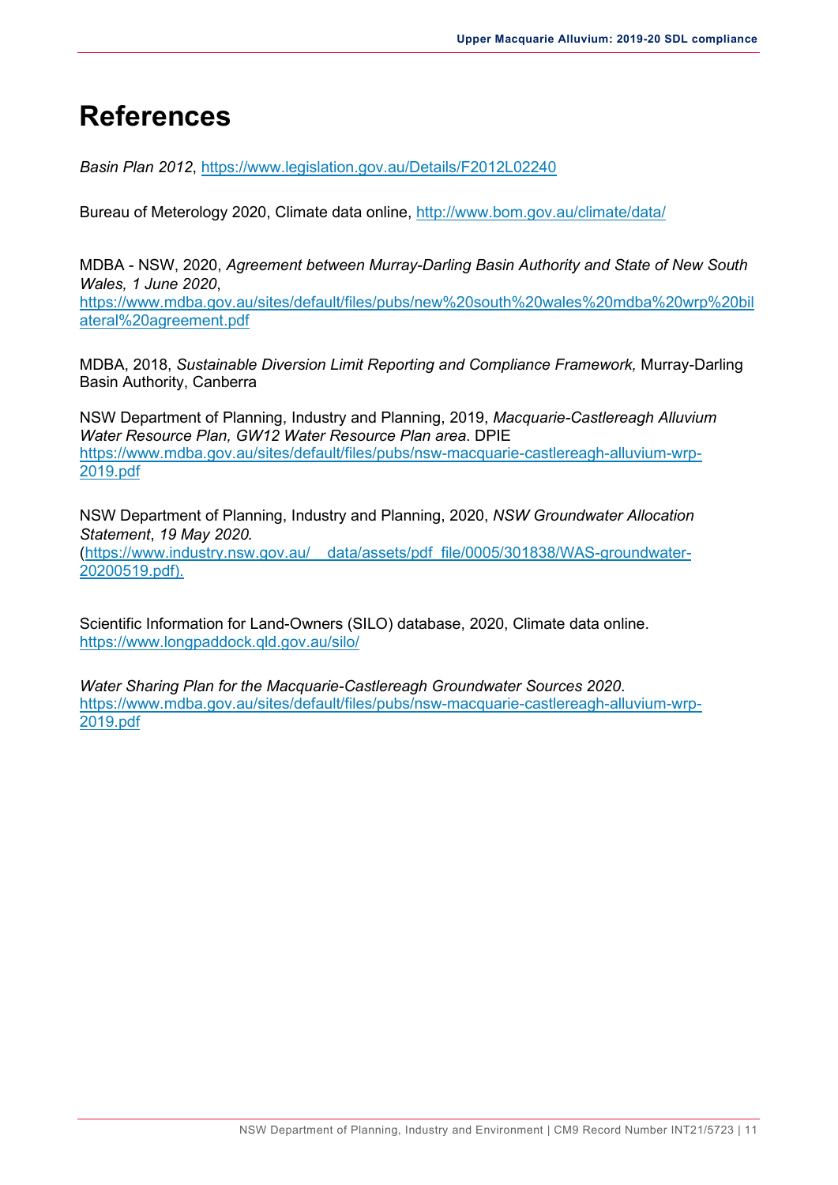# References

*Basin Plan 2012*, https://www.legislation.gov.au/Details/F2012L02240

Bureau of Meterology 2020, Climate data online, http://www.bom.gov.au/climate/data/

MDBA - NSW, 2020, *Agreement between Murray-Darling Basin Authority and State of New South Wales, 1 June 2020*, https://www.mdba.gov.au/sites/default/files/pubs/new%20south%20wales%20mdba%20wrp%20bilateral%20agreement.pdf

MDBA, 2018, *Sustainable Diversion Limit Reporting and Compliance Framework,* Murray-Darling Basin Authority, Canberra

NSW Department of Planning, Industry and Planning, 2019, *Macquarie-Castlereagh Alluvium Water Resource Plan, GW12 Water Resource Plan area*. DPIE https://www.mdba.gov.au/sites/default/files/pubs/nsw-macquarie-castlereagh-alluvium-wrp-2019.pdf

NSW Department of Planning, Industry and Planning, 2020, *NSW Groundwater Allocation Statement*, *19 May 2020.* (https://www.industry.nsw.gov.au/__data/assets/pdf_file/0005/301838/WAS-groundwater-20200519.pdf).

Scientific Information for Land-Owners (SILO) database, 2020, Climate data online. https://www.longpaddock.qld.gov.au/silo/

*Water Sharing Plan for the Macquarie-Castlereagh Groundwater Sources 2020*. https://www.mdba.gov.au/sites/default/files/pubs/nsw-macquarie-castlereagh-alluvium-wrp-2019.pdf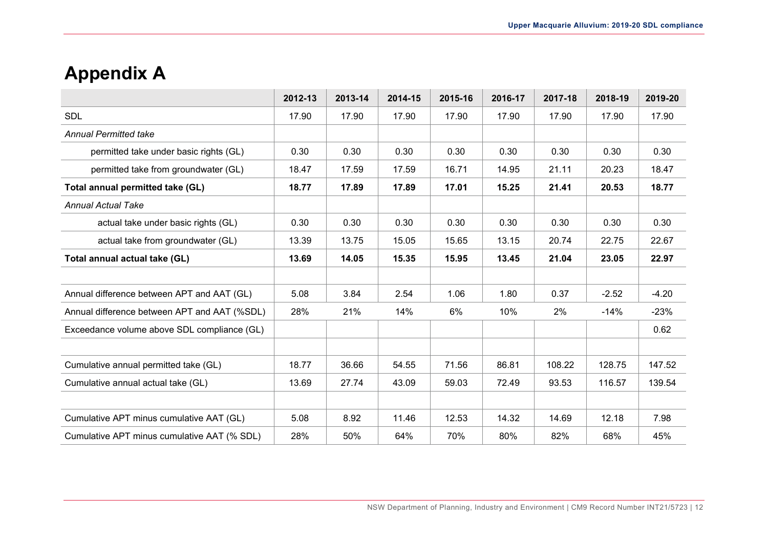# Appendix A

| | 2012-13 | 2013-14 | 2014-15 | 2015-16 | 2016-17 | 2017-18 | 2018-19 | 2019-20 |
|---|---|---|---|---|---|---|---|---|
| SDL | 17.90 | 17.90 | 17.90 | 17.90 | 17.90 | 17.90 | 17.90 | 17.90 |
| *Annual Permitted take* | | | | | | | | |
| permitted take under basic rights (GL) | 0.30 | 0.30 | 0.30 | 0.30 | 0.30 | 0.30 | 0.30 | 0.30 |
| permitted take from groundwater (GL) | 18.47 | 17.59 | 17.59 | 16.71 | 14.95 | 21.11 | 20.23 | 18.47 |
| **Total annual permitted take (GL)** | **18.77** | **17.89** | **17.89** | **17.01** | **15.25** | **21.41** | **20.53** | **18.77** |
| *Annual Actual Take* | | | | | | | | |
| actual take under basic rights (GL) | 0.30 | 0.30 | 0.30 | 0.30 | 0.30 | 0.30 | 0.30 | 0.30 |
| actual take from groundwater (GL) | 13.39 | 13.75 | 15.05 | 15.65 | 13.15 | 20.74 | 22.75 | 22.67 |
| **Total annual actual take (GL)** | **13.69** | **14.05** | **15.35** | **15.95** | **13.45** | **21.04** | **23.05** | **22.97** |
| | | | | | | | | |
| Annual difference between APT and AAT (GL) | 5.08 | 3.84 | 2.54 | 1.06 | 1.80 | 0.37 | -2.52 | -4.20 |
| Annual difference between APT and AAT (%SDL) | 28% | 21% | 14% | 6% | 10% | 2% | -14% | -23% |
| Exceedance volume above SDL compliance (GL) | | | | | | | | 0.62 |
| | | | | | | | | |
| Cumulative annual permitted take (GL) | 18.77 | 36.66 | 54.55 | 71.56 | 86.81 | 108.22 | 128.75 | 147.52 |
| Cumulative annual actual take (GL) | 13.69 | 27.74 | 43.09 | 59.03 | 72.49 | 93.53 | 116.57 | 139.54 |
| | | | | | | | | |
| Cumulative APT minus cumulative AAT (GL) | 5.08 | 8.92 | 11.46 | 12.53 | 14.32 | 14.69 | 12.18 | 7.98 |
| Cumulative APT minus cumulative AAT (% SDL) | 28% | 50% | 64% | 70% | 80% | 82% | 68% | 45% |